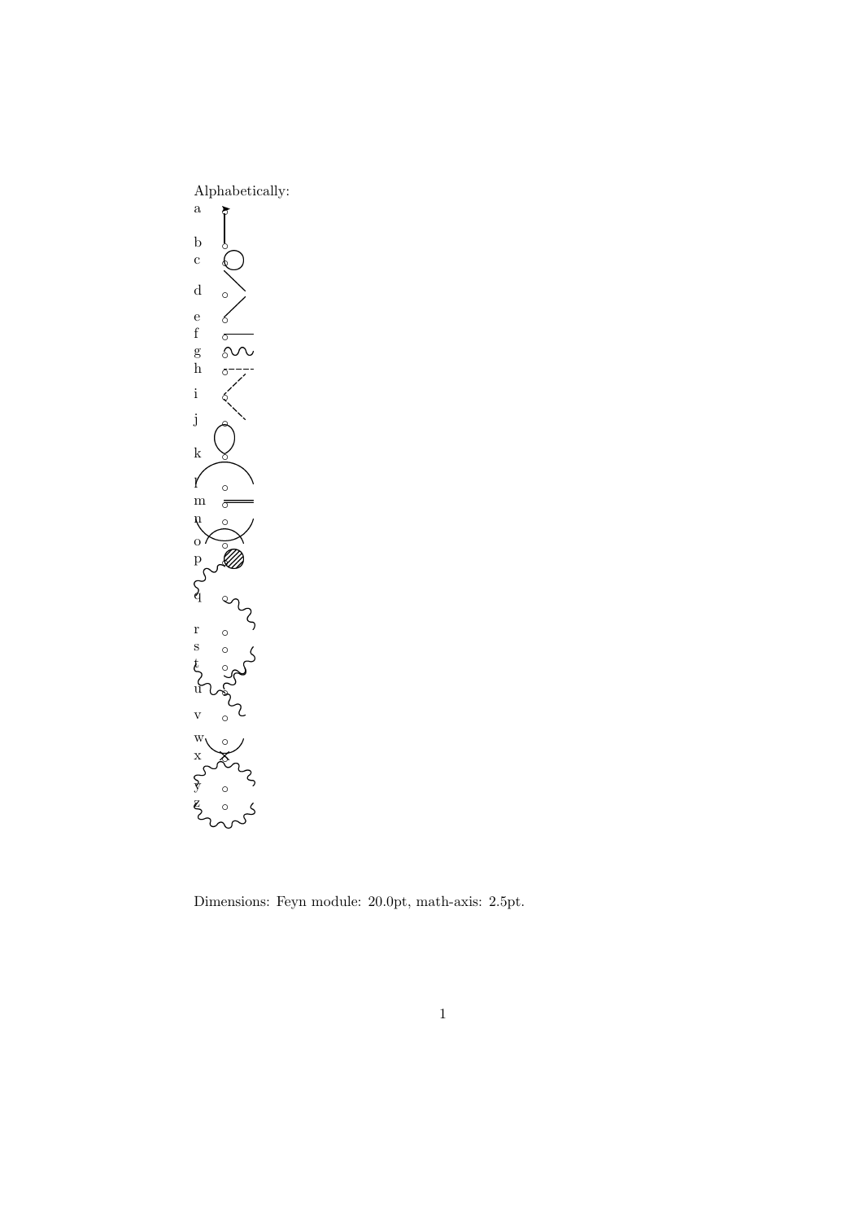Alphabetically:

a

b

c

d

e

f

g

h

i

j

k

l

m

n

o

p

q

r

s

t

u

v

w

x

y

z

Dimensions: Feyn module: 20.0pt, math-axis: 2.5pt.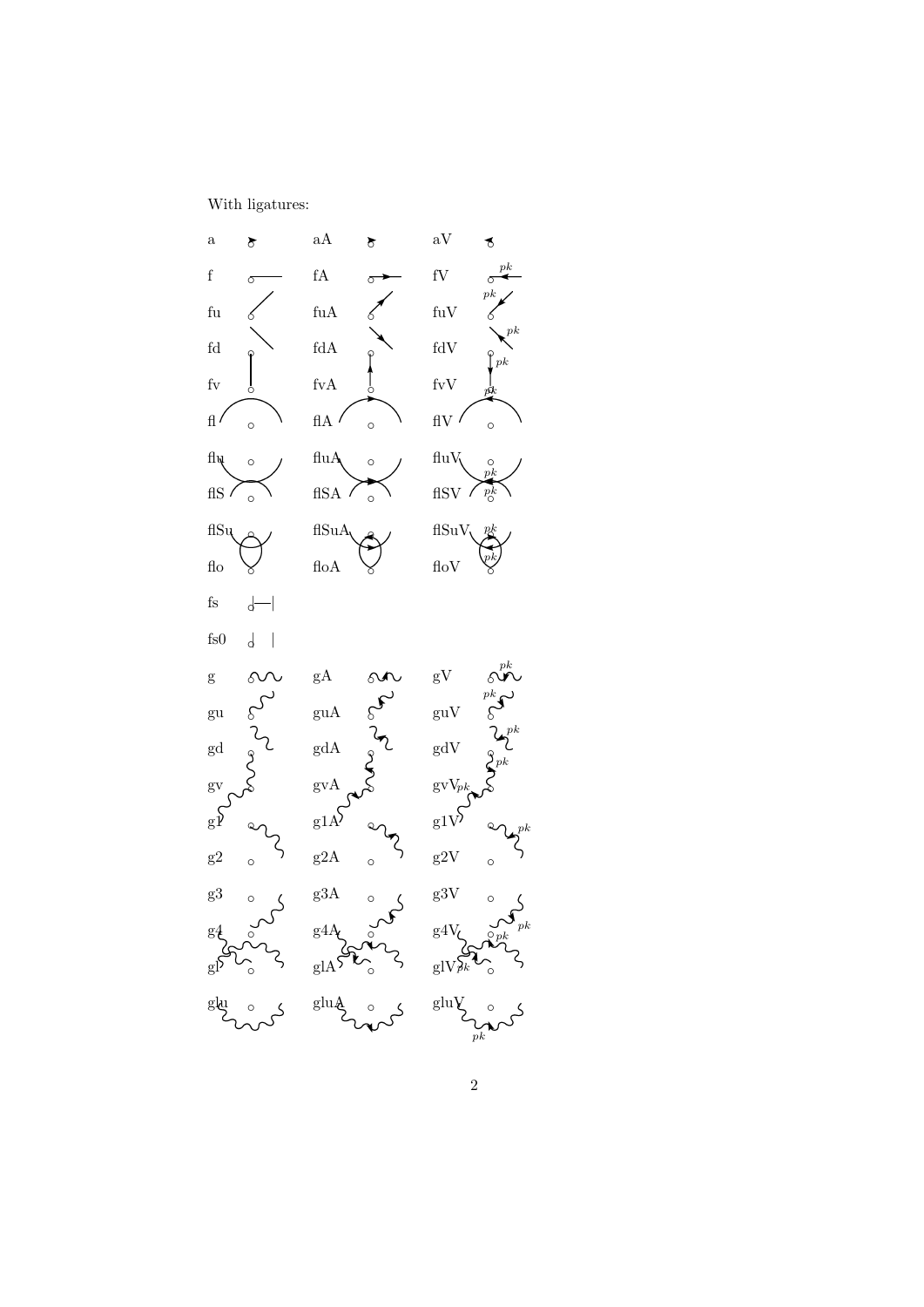With ligatures:

a aA aV

f fA fV

fu fuA fuV

fd fdA fdV

fv fvA fvV

fl flA flV

flu fluA fluV

flS flSA flSV

flSu flSuA flSuV

flo floA floV

fs

fs0

g gA gV

gu guA guV

gd gdA gdV

gv gvA gvV

g1 g1A g1V

g2 g2A g2V

g3 g3A g3V

g4 g4A g4V

gl glA glV

glu gluA gluV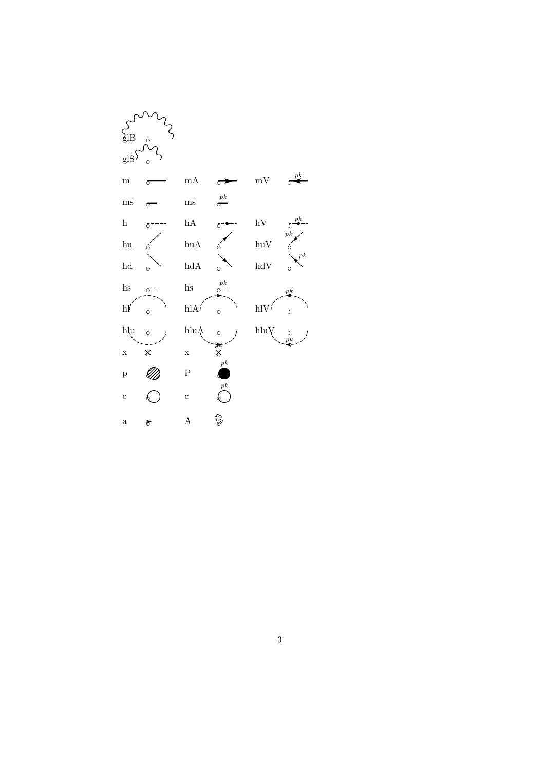glB

glS

m mA mV *pk*

ms ms *pk*

h hA hV *pk*

hu huA huV *pk*

hd hdA hdV *pk*

hs hs *pk*

hl hlA hlV *pk*

hlu hluA *pk* hluV *pk*

x x *pk*

p P *pk*

c c *pk*

a A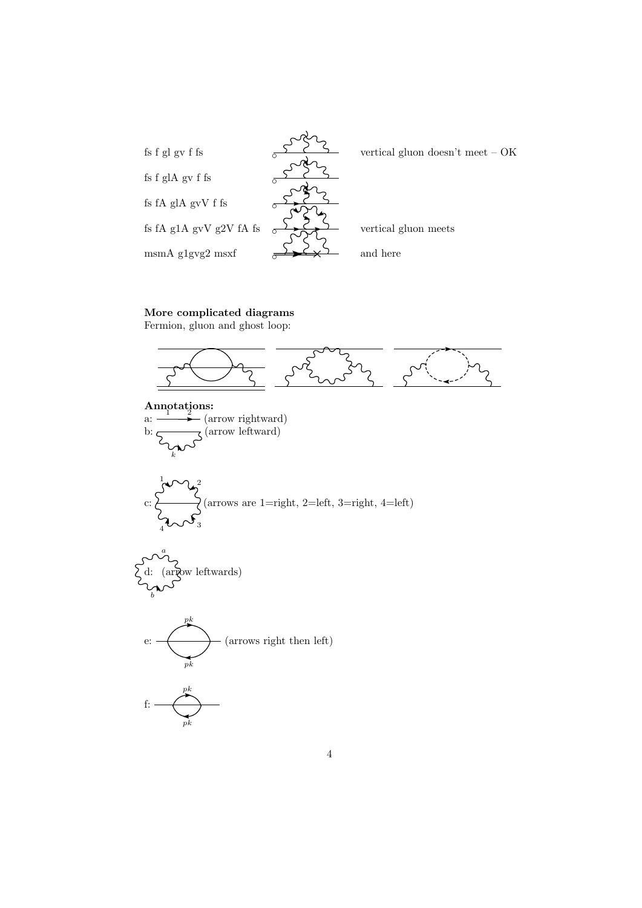fs f gl gv f fs — vertical gluon doesn't meet – OK

fs f glA gv f fs

fs fA glA gvV f fs

fs fA g1A gvV g2V fA fs — vertical gluon meets

msmA g1gvg2 msxf — and here

**More complicated diagrams**

Fermion, gluon and ghost loop:

**Annotations:**

a: (arrow rightward)

b: (arrow leftward)

c: (arrows are 1=right, 2=left, 3=right, 4=left)

d: (arrow leftwards)

e: (arrows right then left)

f: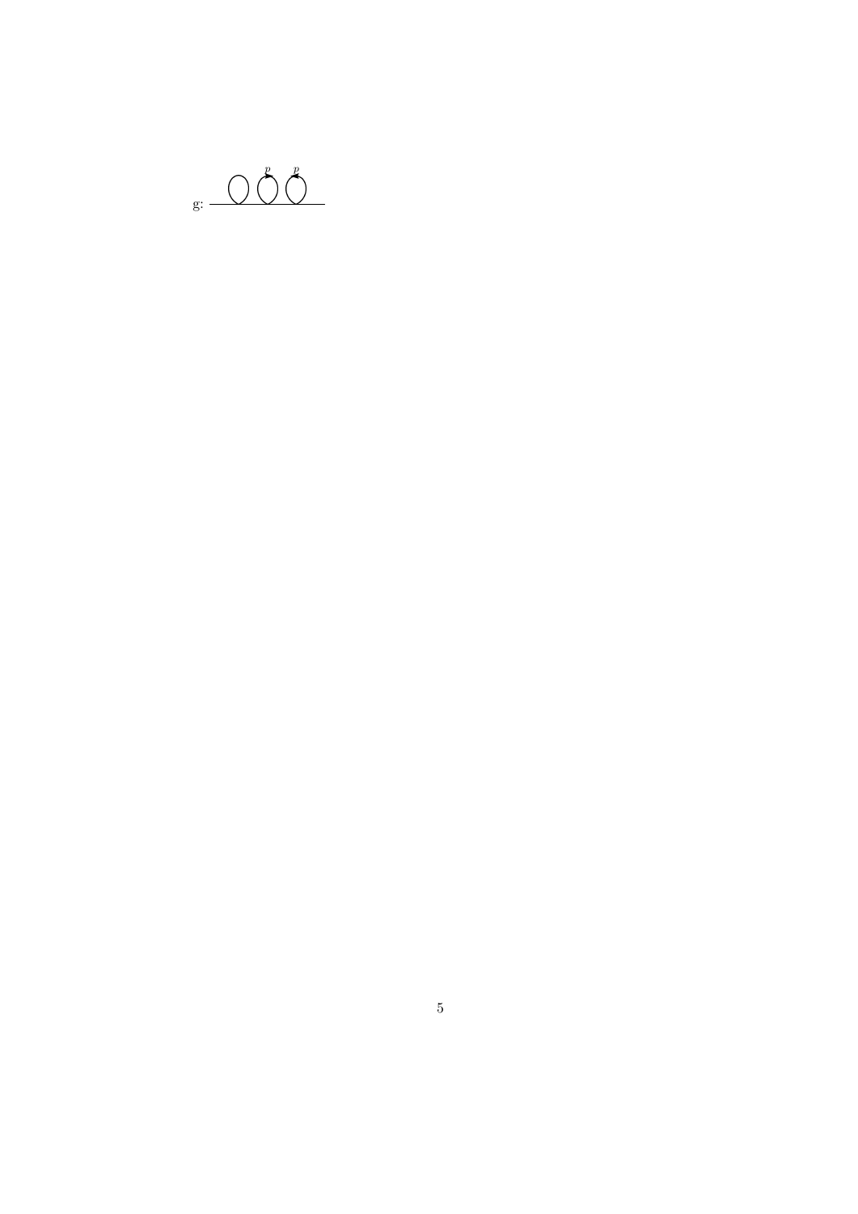g: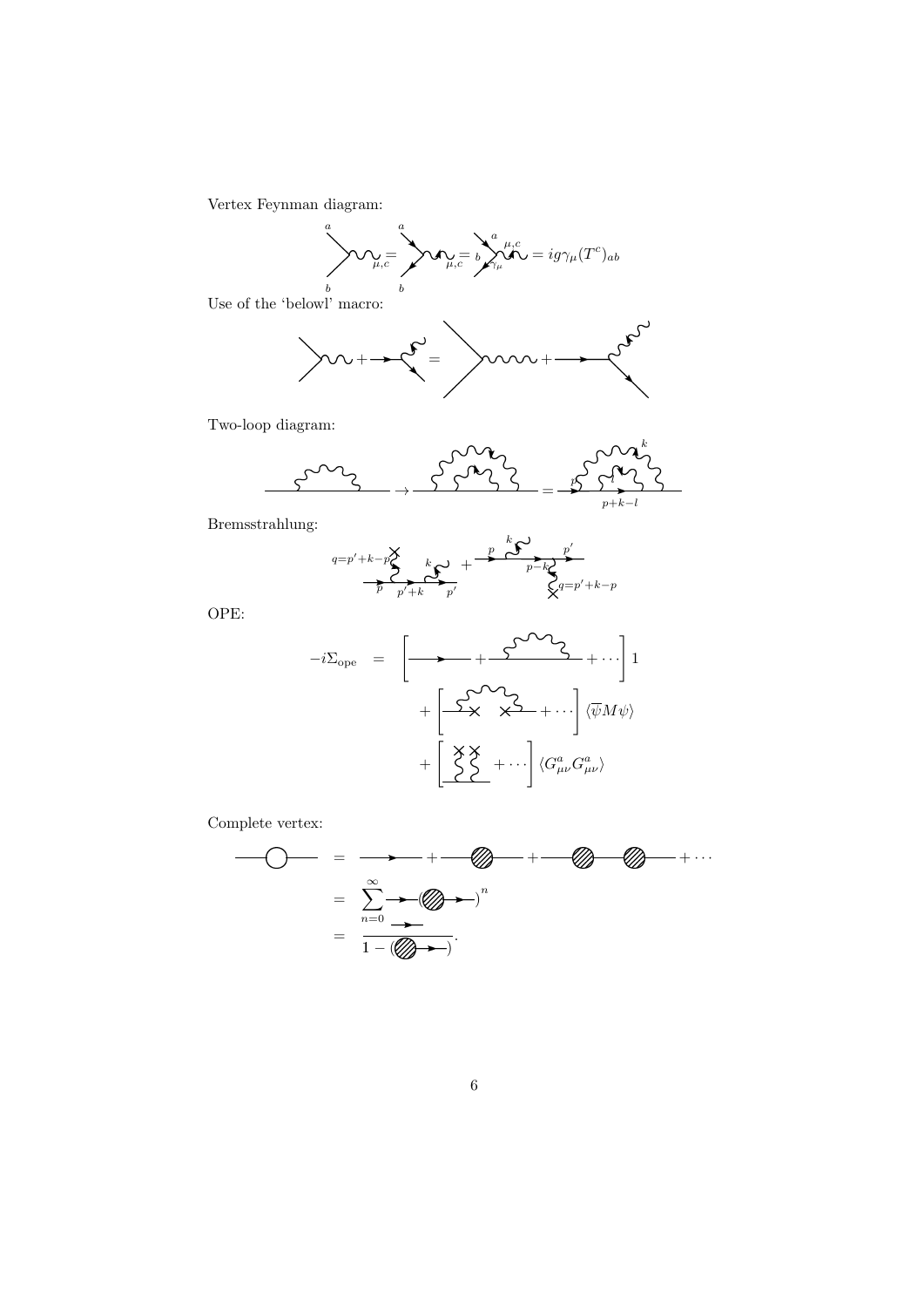Vertex Feynman diagram:

$$= ig\gamma_\mu (T^c)_{ab}$$

Use of the 'belowl' macro:

Two-loop diagram:

Bremsstrahlung:

OPE:

$$-i\Sigma_{\rm ope} = \left[ \cdots \right] 1 + \left[ \cdots \right] \langle \overline{\psi} M \psi \rangle + \left[ \cdots \right] \langle G^a_{\mu\nu} G^a_{\mu\nu} \rangle$$

Complete vertex:

$$= \sum_{n=0}^{\infty} (\ )^n = \frac{}{1 - (\ )}.$$